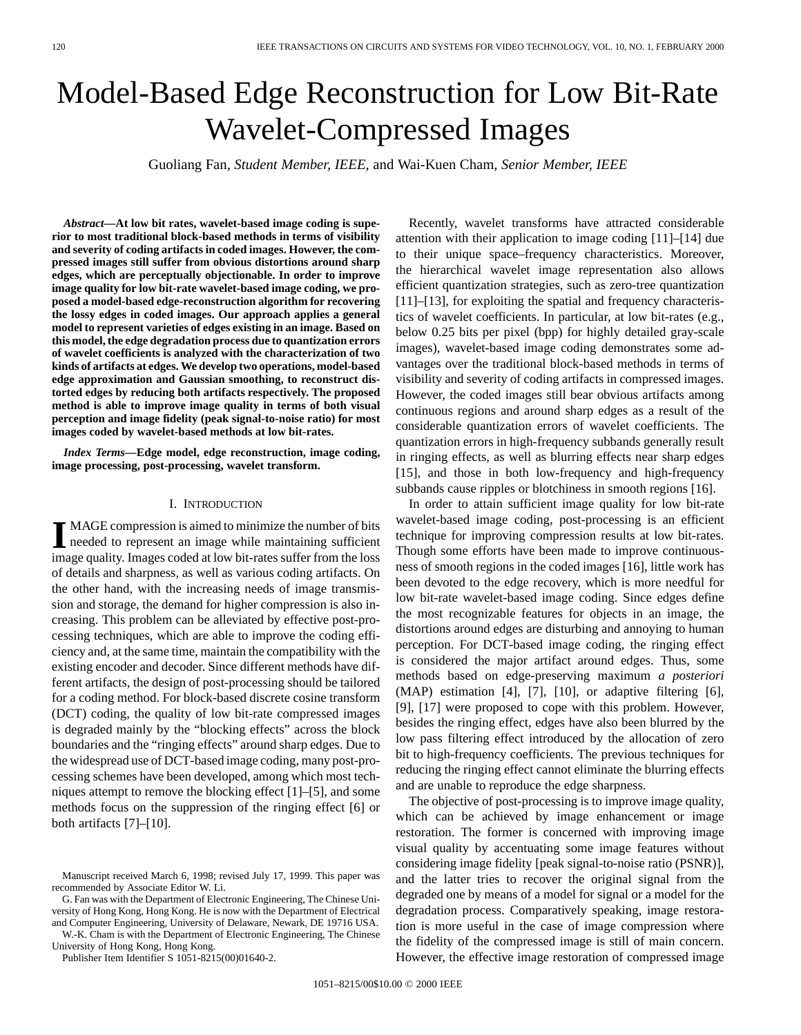# Model-Based Edge Reconstruction for Low Bit-Rate Wavelet-Compressed Images

Guoliang Fan, *Student Member, IEEE*, and Wai-Kuen Cham, *Senior Member, IEEE*

***Abstract*—At low bit rates, wavelet-based image coding is superior to most traditional block-based methods in terms of visibility and severity of coding artifacts in coded images. However, the compressed images still suffer from obvious distortions around sharp edges, which are perceptually objectionable. In order to improve image quality for low bit-rate wavelet-based image coding, we proposed a model-based edge-reconstruction algorithm for recovering the lossy edges in coded images. Our approach applies a general model to represent varieties of edges existing in an image. Based on this model, the edge degradation process due to quantization errors of wavelet coefficients is analyzed with the characterization of two kinds of artifacts at edges. We develop two operations, model-based edge approximation and Gaussian smoothing, to reconstruct distorted edges by reducing both artifacts respectively. The proposed method is able to improve image quality in terms of both visual perception and image fidelity (peak signal-to-noise ratio) for most images coded by wavelet-based methods at low bit-rates.**

***Index Terms*—Edge model, edge reconstruction, image coding, image processing, post-processing, wavelet transform.**

## I. Introduction

IMAGE compression is aimed to minimize the number of bits needed to represent an image while maintaining sufficient image quality. Images coded at low bit-rates suffer from the loss of details and sharpness, as well as various coding artifacts. On the other hand, with the increasing needs of image transmission and storage, the demand for higher compression is also increasing. This problem can be alleviated by effective post-processing techniques, which are able to improve the coding efficiency and, at the same time, maintain the compatibility with the existing encoder and decoder. Since different methods have different artifacts, the design of post-processing should be tailored for a coding method. For block-based discrete cosine transform (DCT) coding, the quality of low bit-rate compressed images is degraded mainly by the "blocking effects" across the block boundaries and the "ringing effects" around sharp edges. Due to the widespread use of DCT-based image coding, many post-processing schemes have been developed, among which most techniques attempt to remove the blocking effect [1]–[5], and some methods focus on the suppression of the ringing effect [6] or both artifacts [7]–[10].

Recently, wavelet transforms have attracted considerable attention with their application to image coding [11]–[14] due to their unique space–frequency characteristics. Moreover, the hierarchical wavelet image representation also allows efficient quantization strategies, such as zero-tree quantization [11]–[13], for exploiting the spatial and frequency characteristics of wavelet coefficients. In particular, at low bit-rates (e.g., below 0.25 bits per pixel (bpp) for highly detailed gray-scale images), wavelet-based image coding demonstrates some advantages over the traditional block-based methods in terms of visibility and severity of coding artifacts in compressed images. However, the coded images still bear obvious artifacts among continuous regions and around sharp edges as a result of the considerable quantization errors of wavelet coefficients. The quantization errors in high-frequency subbands generally result in ringing effects, as well as blurring effects near sharp edges [15], and those in both low-frequency and high-frequency subbands cause ripples or blotchiness in smooth regions [16].

In order to attain sufficient image quality for low bit-rate wavelet-based image coding, post-processing is an efficient technique for improving compression results at low bit-rates. Though some efforts have been made to improve continuousness of smooth regions in the coded images [16], little work has been devoted to the edge recovery, which is more needful for low bit-rate wavelet-based image coding. Since edges define the most recognizable features for objects in an image, the distortions around edges are disturbing and annoying to human perception. For DCT-based image coding, the ringing effect is considered the major artifact around edges. Thus, some methods based on edge-preserving maximum *a posteriori* (MAP) estimation [4], [7], [10], or adaptive filtering [6], [9], [17] were proposed to cope with this problem. However, besides the ringing effect, edges have also been blurred by the low pass filtering effect introduced by the allocation of zero bit to high-frequency coefficients. The previous techniques for reducing the ringing effect cannot eliminate the blurring effects and are unable to reproduce the edge sharpness.

The objective of post-processing is to improve image quality, which can be achieved by image enhancement or image restoration. The former is concerned with improving image visual quality by accentuating some image features without considering image fidelity [peak signal-to-noise ratio (PSNR)], and the latter tries to recover the original signal from the degraded one by means of a model for signal or a model for the degradation process. Comparatively speaking, image restoration is more useful in the case of image compression where the fidelity of the compressed image is still of main concern. However, the effective image restoration of compressed image

Manuscript received March 6, 1998; revised July 17, 1999. This paper was recommended by Associate Editor W. Li.

G. Fan was with the Department of Electronic Engineering, The Chinese University of Hong Kong, Hong Kong. He is now with the Department of Electrical and Computer Engineering, University of Delaware, Newark, DE 19716 USA.

W.-K. Cham is with the Department of Electronic Engineering, The Chinese University of Hong Kong, Hong Kong.

Publisher Item Identifier S 1051-8215(00)01640-2.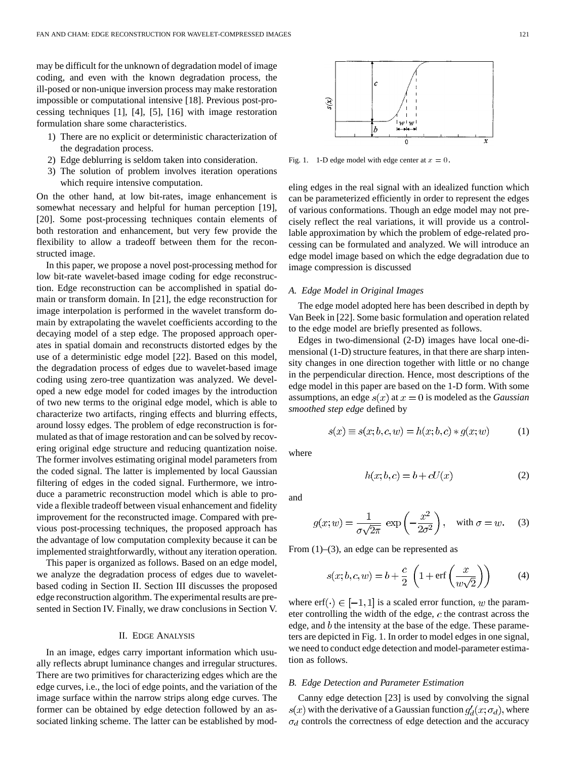may be difficult for the unknown of degradation model of image coding, and even with the known degradation process, the ill-posed or non-unique inversion process may make restoration impossible or computational intensive [18]. Previous post-processing techniques [1], [4], [5], [16] with image restoration formulation share some characteristics.

1) There are no explicit or deterministic characterization of the degradation process.
2) Edge deblurring is seldom taken into consideration.
3) The solution of problem involves iteration operations which require intensive computation.

On the other hand, at low bit-rates, image enhancement is somewhat necessary and helpful for human perception [19], [20]. Some post-processing techniques contain elements of both restoration and enhancement, but very few provide the flexibility to allow a tradeoff between them for the reconstructed image.

In this paper, we propose a novel post-processing method for low bit-rate wavelet-based image coding for edge reconstruction. Edge reconstruction can be accomplished in spatial domain or transform domain. In [21], the edge reconstruction for image interpolation is performed in the wavelet transform domain by extrapolating the wavelet coefficients according to the decaying model of a step edge. The proposed approach operates in spatial domain and reconstructs distorted edges by the use of a deterministic edge model [22]. Based on this model, the degradation process of edges due to wavelet-based image coding using zero-tree quantization was analyzed. We developed a new edge model for coded images by the introduction of two new terms to the original edge model, which is able to characterize two artifacts, ringing effects and blurring effects, around lossy edges. The problem of edge reconstruction is formulated as that of image restoration and can be solved by recovering original edge structure and reducing quantization noise. The former involves estimating original model parameters from the coded signal. The latter is implemented by local Gaussian filtering of edges in the coded signal. Furthermore, we introduce a parametric reconstruction model which is able to provide a flexible tradeoff between visual enhancement and fidelity improvement for the reconstructed image. Compared with previous post-processing techniques, the proposed approach has the advantage of low computation complexity because it can be implemented straightforwardly, without any iteration operation.

This paper is organized as follows. Based on an edge model, we analyze the degradation process of edges due to wavelet-based coding in Section II. Section III discusses the proposed edge reconstruction algorithm. The experimental results are presented in Section IV. Finally, we draw conclusions in Section V.

## II. Edge Analysis

In an image, edges carry important information which usually reflects abrupt luminance changes and irregular structures. There are two primitives for characterizing edges which are the edge curves, i.e., the loci of edge points, and the variation of the image surface within the narrow strips along edge curves. The former can be obtained by edge detection followed by an associated linking scheme. The latter can be established by modeling edges in the real signal with an idealized function which can be parameterized efficiently in order to represent the edges of various conformations. Though an edge model may not precisely reflect the real variations, it will provide us a controllable approximation by which the problem of edge-related processing can be formulated and analyzed. We will introduce an edge model image based on which the edge degradation due to image compression is discussed

s(x)
c
b
w w
0
x

Fig. 1. 1-D edge model with edge center at $x = 0$.

### A. Edge Model in Original Images

The edge model adopted here has been described in depth by Van Beek in [22]. Some basic formulation and operation related to the edge model are briefly presented as follows.

Edges in two-dimensional (2-D) images have local one-dimensional (1-D) structure features, in that there are sharp intensity changes in one direction together with little or no change in the perpendicular direction. Hence, most descriptions of the edge model in this paper are based on the 1-D form. With some assumptions, an edge $s(x)$ at $x = 0$ is modeled as the *Gaussian smoothed step edge* defined by

$$s(x) \equiv s(x; b, c, w) = h(x; b, c) * g(x; w) \tag{1}$$

where

$$h(x; b, c) = b + cU(x) \tag{2}$$

and

$$g(x; w) = \frac{1}{\sigma\sqrt{2\pi}} \exp\left(-\frac{x^2}{2\sigma^2}\right), \quad \text{with } \sigma = w. \tag{3}$$

From (1)–(3), an edge can be represented as

$$s(x; b, c, w) = b + \frac{c}{2}\left(1 + \text{erf}\left(\frac{x}{w\sqrt{2}}\right)\right) \tag{4}$$

where $\text{erf}(\cdot) \in [-1, 1]$ is a scaled error function, $w$ the parameter controlling the width of the edge, $c$ the contrast across the edge, and $b$ the intensity at the base of the edge. These parameters are depicted in Fig. 1. In order to model edges in one signal, we need to conduct edge detection and model-parameter estimation as follows.

### B. Edge Detection and Parameter Estimation

Canny edge detection [23] is used by convolving the signal $s(x)$ with the derivative of a Gaussian function $g'_d(x; \sigma_d)$, where $\sigma_d$ controls the correctness of edge detection and the accuracy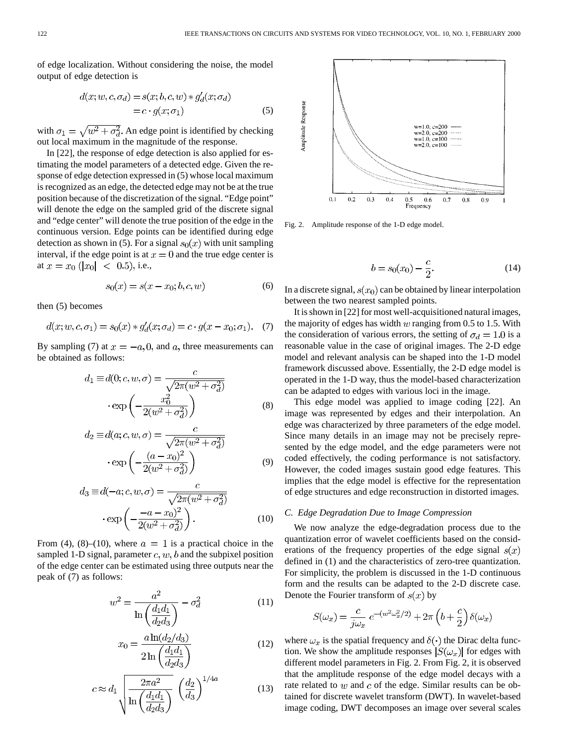of edge localization. Without considering the noise, the model output of edge detection is

$$d(x;w,c,\sigma_d) = s(x;b,c,w) * g_d'(x;\sigma_d) = c \cdot g(x;\sigma_1) \tag{5}$$

with $\sigma_1 = \sqrt{w^2 + \sigma_d^2}$. An edge point is identified by checking out local maximum in the magnitude of the response.

In [22], the response of edge detection is also applied for estimating the model parameters of a detected edge. Given the response of edge detection expressed in (5) whose local maximum is recognized as an edge, the detected edge may not be at the true position because of the discretization of the signal. "Edge point" will denote the edge on the sampled grid of the discrete signal and "edge center" will denote the true position of the edge in the continuous version. Edge points can be identified during edge detection as shown in (5). For a signal $s_0(x)$ with unit sampling interval, if the edge point is at $x = 0$ and the true edge center is at $x = x_0$ ($|x_0| < 0.5$), i.e.,

$$s_0(x) = s(x - x_0; b, c, w) \tag{6}$$

then (5) becomes

$$d(x;w,c,\sigma_1) = s_0(x) * g_d'(x;\sigma_d) = c \cdot g(x - x_0; \sigma_1). \tag{7}$$

By sampling (7) at $x = -a, 0$, and $a$, three measurements can be obtained as follows:

$$d_1 \equiv d(0;c,w,\sigma) = \frac{c}{\sqrt{2\pi(w^2+\sigma_d^2)}} \cdot \exp\left(-\frac{x_0^2}{2(w^2+\sigma_d^2)}\right) \tag{8}$$

$$d_2 \equiv d(a;c,w,\sigma) = \frac{c}{\sqrt{2\pi(w^2+\sigma_d^2)}} \cdot \exp\left(-\frac{(a-x_0)^2}{2(w^2+\sigma_d^2)}\right) \tag{9}$$

$$d_3 \equiv d(-a;c,w,\sigma) = \frac{c}{\sqrt{2\pi(w^2+\sigma_d^2)}} \cdot \exp\left(-\frac{-a-x_0)^2}{2(w^2+\sigma_d^2)}\right). \tag{10}$$

From (4), (8)–(10), where $a = 1$ is a practical choice in the sampled 1-D signal, parameter $c, w, b$ and the subpixel position of the edge center can be estimated using three outputs near the peak of (7) as follows:

$$w^2 = \frac{a^2}{\ln\left(\dfrac{d_1 d_1}{d_2 d_3}\right)} - \sigma_d^2 \tag{11}$$

$$x_0 = \frac{a \ln(d_2/d_3)}{2\ln\left(\dfrac{d_1 d_1}{d_2 d_3}\right)} \tag{12}$$

$$c \approx d_1 \sqrt{\frac{2\pi a^2}{\ln\left(\dfrac{d_1 d_1}{d_2 d_3}\right)}} \left(\frac{d_2}{d_3}\right)^{1/4a} \tag{13}$$

Fig. 2. Amplitude response of the 1-D edge model.

$$b = s_0(x_0) - \frac{c}{2}. \tag{14}$$

In a discrete signal, $s(x_0)$ can be obtained by linear interpolation between the two nearest sampled points.

It is shown in [22] for most well-acquisitioned natural images, the majority of edges has width $w$ ranging from 0.5 to 1.5. With the consideration of various errors, the setting of $\sigma_d = 1.0$ is a reasonable value in the case of original images. The 2-D edge model and relevant analysis can be shaped into the 1-D model framework discussed above. Essentially, the 2-D edge model is operated in the 1-D way, thus the model-based characterization can be adapted to edges with various loci in the image.

This edge model was applied to image coding [22]. An image was represented by edges and their interpolation. An edge was characterized by three parameters of the edge model. Since many details in an image may not be precisely represented by the edge model, and the edge parameters were not coded effectively, the coding performance is not satisfactory. However, the coded images sustain good edge features. This implies that the edge model is effective for the representation of edge structures and edge reconstruction in distorted images.

### C. Edge Degradation Due to Image Compression

We now analyze the edge-degradation process due to the quantization error of wavelet coefficients based on the considerations of the frequency properties of the edge signal $s(x)$ defined in (1) and the characteristics of zero-tree quantization. For simplicity, the problem is discussed in the 1-D continuous form and the results can be adapted to the 2-D discrete case. Denote the Fourier transform of $s(x)$ by

$$S(\omega_x) = \frac{c}{j\omega_x} e^{-(w^2\omega_x^2/2)} + 2\pi\left(b + \frac{c}{2}\right)\delta(\omega_x)$$

where $\omega_x$ is the spatial frequency and $\delta(\cdot)$ the Dirac delta function. We show the amplitude responses $|S(\omega_x)|$ for edges with different model parameters in Fig. 2. From Fig. 2, it is observed that the amplitude response of the edge model decays with a rate related to $w$ and $c$ of the edge. Similar results can be obtained for discrete wavelet transform (DWT). In wavelet-based image coding, DWT decomposes an image over several scales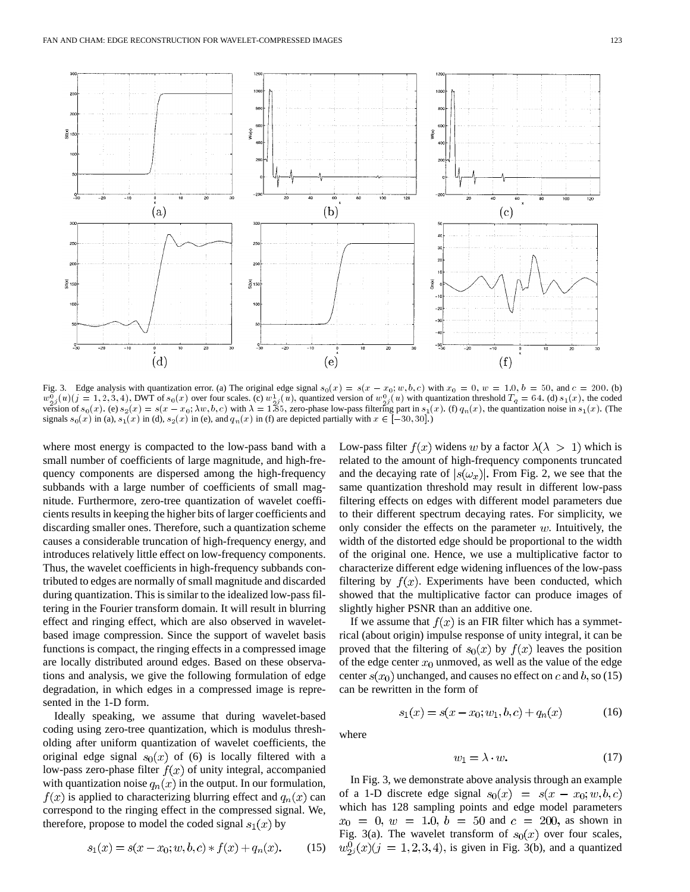Fig. 3. Edge analysis with quantization error. (a) The original edge signal $s_0(x) = s(x - x_0; w, b, c)$ with $x_0 = 0$, $w = 1.0$, $b = 50$, and $c = 200$. (b) $w^0_{2^j}(u)(j = 1, 2, 3, 4)$, DWT of $s_0(x)$ over four scales. (c) $w^1_{2^j}(u)$, quantized version of $w^0_{2^j}(u)$ with quantization threshold $T_q = 64$. (d) $s_1(x)$, the coded version of $s_0(x)$. (e) $s_2(x) = s(x - x_0; \lambda w, b, c)$ with $\lambda = 1.85$, zero-phase low-pass filtering part in $s_1(x)$. (f) $q_n(x)$, the quantization noise in $s_1(x)$. (The signals $s_0(x)$ in (a), $s_1(x)$ in (d), $s_2(x)$ in (e), and $q_n(x)$ in (f) are depicted partially with $x \in [-30, 30]$.)

where most energy is compacted to the low-pass band with a small number of coefficients of large magnitude, and high-frequency components are dispersed among the high-frequency subbands with a large number of coefficients of small magnitude. Furthermore, zero-tree quantization of wavelet coefficients results in keeping the higher bits of larger coefficients and discarding smaller ones. Therefore, such a quantization scheme causes a considerable truncation of high-frequency energy, and introduces relatively little effect on low-frequency components. Thus, the wavelet coefficients in high-frequency subbands contributed to edges are normally of small magnitude and discarded during quantization. This is similar to the idealized low-pass filtering in the Fourier transform domain. It will result in blurring effect and ringing effect, which are also observed in wavelet-based image compression. Since the support of wavelet basis functions is compact, the ringing effects in a compressed image are locally distributed around edges. Based on these observations and analysis, we give the following formulation of edge degradation, in which edges in a compressed image is represented in the 1-D form.

Ideally speaking, we assume that during wavelet-based coding using zero-tree quantization, which is modulus thresholding after uniform quantization of wavelet coefficients, the original edge signal $s_0(x)$ of (6) is locally filtered with a low-pass zero-phase filter $f(x)$ of unity integral, accompanied with quantization noise $q_n(x)$ in the output. In our formulation, $f(x)$ is applied to characterizing blurring effect and $q_n(x)$ can correspond to the ringing effect in the compressed signal. We, therefore, propose to model the coded signal $s_1(x)$ by

$$s_1(x) = s(x - x_0; w, b, c) * f(x) + q_n(x). \tag{15}$$

Low-pass filter $f(x)$ widens $w$ by a factor $\lambda (\lambda > 1)$ which is related to the amount of high-frequency components truncated and the decaying rate of $|s(\omega_x)|$. From Fig. 2, we see that the same quantization threshold may result in different low-pass filtering effects on edges with different model parameters due to their different spectrum decaying rates. For simplicity, we only consider the effects on the parameter $w$. Intuitively, the width of the distorted edge should be proportional to the width of the original one. Hence, we use a multiplicative factor to characterize different edge widening influences of the low-pass filtering by $f(x)$. Experiments have been conducted, which showed that the multiplicative factor can produce images of slightly higher PSNR than an additive one.

If we assume that $f(x)$ is an FIR filter which has a symmetrical (about origin) impulse response of unity integral, it can be proved that the filtering of $s_0(x)$ by $f(x)$ leaves the position of the edge center $x_0$ unmoved, as well as the value of the edge center $s(x_0)$ unchanged, and causes no effect on $c$ and $b$, so (15) can be rewritten in the form of

$$s_1(x) = s(x - x_0; w_1, b, c) + q_n(x) \tag{16}$$

where

$$w_1 = \lambda \cdot w. \tag{17}$$

In Fig. 3, we demonstrate above analysis through an example of a 1-D discrete edge signal $s_0(x) = s(x - x_0; w, b, c)$ which has 128 sampling points and edge model parameters $x_0 = 0$, $w = 1.0$, $b = 50$ and $c = 200$, as shown in Fig. 3(a). The wavelet transform of $s_0(x)$ over four scales, $w^0_{2^j}(x)(j = 1, 2, 3, 4)$, is given in Fig. 3(b), and a quantized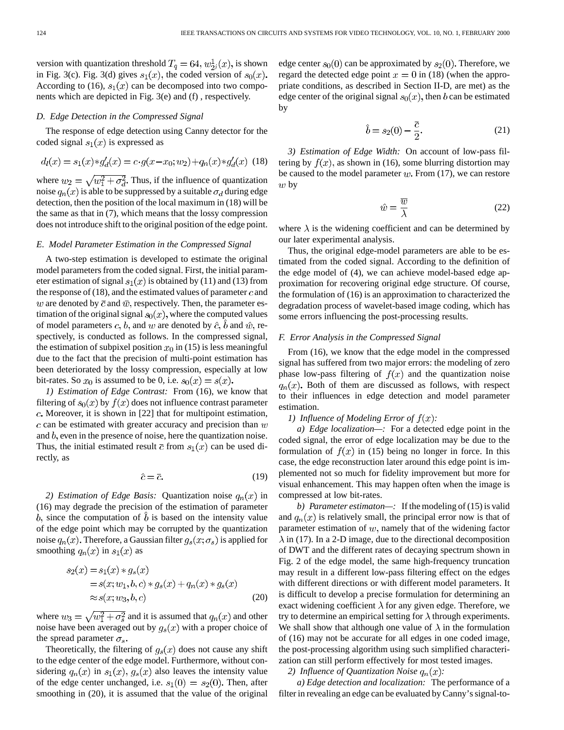version with quantization threshold $T_q = 64$, $w^1_{2^j}(x)$, is shown in Fig. 3(c). Fig. 3(d) gives $s_1(x)$, the coded version of $s_0(x)$. According to (16), $s_1(x)$ can be decomposed into two components which are depicted in Fig. 3(e) and (f) , respectively.

### D. Edge Detection in the Compressed Signal

The response of edge detection using Canny detector for the coded signal $s_1(x)$ is expressed as

$$d_l(x) = s_1(x) * g'_d(x) = c \cdot g(x - x_0; w_2) + q_n(x) * g'_d(x) \quad (18)$$

where $w_2 = \sqrt{w_1^2 + \sigma_d^2}$. Thus, if the influence of quantization noise $q_n(x)$ is able to be suppressed by a suitable $\sigma_d$ during edge detection, then the position of the local maximum in (18) will be the same as that in (7), which means that the lossy compression does not introduce shift to the original position of the edge point.

### E. Model Parameter Estimation in the Compressed Signal

A two-step estimation is developed to estimate the original model parameters from the coded signal. First, the initial parameter estimation of signal $s_1(x)$ is obtained by (11) and (13) from the response of (18), and the estimated values of parameter $c$ and $w$ are denoted by $\bar{c}$ and $\bar{w}$, respectively. Then, the parameter estimation of the original signal $s_0(x)$, where the computed values of model parameters $c$, $b$, and $w$ are denoted by $\hat{c}$, $\hat{b}$ and $\hat{w}$, respectively, is conducted as follows. In the compressed signal, the estimation of subpixel position $x_0$ in (15) is less meaningful due to the fact that the precision of multi-point estimation has been deteriorated by the lossy compression, especially at low bit-rates. So $x_0$ is assumed to be 0, i.e. $s_0(x) = s(x)$.

*1) Estimation of Edge Contrast:* From (16), we know that filtering of $s_0(x)$ by $f(x)$ does not influence contrast parameter $c$. Moreover, it is shown in [22] that for multipoint estimation, $c$ can be estimated with greater accuracy and precision than $w$ and $b$, even in the presence of noise, here the quantization noise. Thus, the initial estimated result $\bar{c}$ from $s_1(x)$ can be used directly, as

$$\hat{c} = \bar{c}. \quad (19)$$

*2) Estimation of Edge Basis:* Quantization noise $q_n(x)$ in (16) may degrade the precision of the estimation of parameter $b$, since the computation of $\hat{b}$ is based on the intensity value of the edge point which may be corrupted by the quantization noise $q_n(x)$. Therefore, a Gaussian filter $g_s(x; \sigma_s)$ is applied for smoothing $q_n(x)$ in $s_1(x)$ as

$$\begin{aligned} s_2(x) &= s_1(x) * g_s(x) \\ &= s(x; w_1, b, c) * g_s(x) + q_n(x) * g_s(x) \\ &\approx s(x; w_3, b, c) \end{aligned} \quad (20)$$

where $w_3 = \sqrt{w_1^2 + \sigma_s^2}$ and it is assumed that $q_n(x)$ and other noise have been averaged out by $g_s(x)$ with a proper choice of the spread parameter $\sigma_s$.

Theoretically, the filtering of $g_s(x)$ does not cause any shift to the edge center of the edge model. Furthermore, without considering $q_n(x)$ in $s_1(x)$, $g_s(x)$ also leaves the intensity value of the edge center unchanged, i.e. $s_1(0) = s_2(0)$. Then, after smoothing in (20), it is assumed that the value of the original edge center $s_0(0)$ can be approximated by $s_2(0)$. Therefore, we regard the detected edge point $x = 0$ in (18) (when the appropriate conditions, as described in Section II-D, are met) as the edge center of the original signal $s_0(x)$, then $b$ can be estimated by

$$\hat{b} = s_2(0) - \frac{\bar{c}}{2}. \quad (21)$$

*3) Estimation of Edge Width:* On account of low-pass filtering by $f(x)$, as shown in (16), some blurring distortion may be caused to the model parameter $w$. From (17), we can restore $w$ by

$$\hat{w} = \frac{\overline{w}}{\lambda} \quad (22)$$

where $\lambda$ is the widening coefficient and can be determined by our later experimental analysis.

Thus, the original edge-model parameters are able to be estimated from the coded signal. According to the definition of the edge model of (4), we can achieve model-based edge approximation for recovering original edge structure. Of course, the formulation of (16) is an approximation to characterized the degradation process of wavelet-based image coding, which has some errors influencing the post-processing results.

### F. Error Analysis in the Compressed Signal

From (16), we know that the edge model in the compressed signal has suffered from two major errors: the modeling of zero phase low-pass filtering of $f(x)$ and the quantization noise $q_n(x)$. Both of them are discussed as follows, with respect to their influences in edge detection and model parameter estimation.

*1) Influence of Modeling Error of $f(x)$:*

*a) Edge localization—:* For a detected edge point in the coded signal, the error of edge localization may be due to the formulation of $f(x)$ in (15) being no longer in force. In this case, the edge reconstruction later around this edge point is implemented not so much for fidelity improvement but more for visual enhancement. This may happen often when the image is compressed at low bit-rates.

*b) Parameter estimaton—:* If the modeling of (15) is valid and $q_n(x)$ is relatively small, the principal error now is that of parameter estimation of $w$, namely that of the widening factor $\lambda$ in (17). In a 2-D image, due to the directional decomposition of DWT and the different rates of decaying spectrum shown in Fig. 2 of the edge model, the same high-frequency truncation may result in a different low-pass filtering effect on the edges with different directions or with different model parameters. It is difficult to develop a precise formulation for determining an exact widening coefficient $\lambda$ for any given edge. Therefore, we try to determine an empirical setting for $\lambda$ through experiments. We shall show that although one value of $\lambda$ in the formulation of (16) may not be accurate for all edges in one coded image, the post-processing algorithm using such simplified characterization can still perform effectively for most tested images.

*2) Influence of Quantization Noise $q_n(x)$:*

*a) Edge detection and localization:* The performance of a filter in revealing an edge can be evaluated by Canny's signal-to-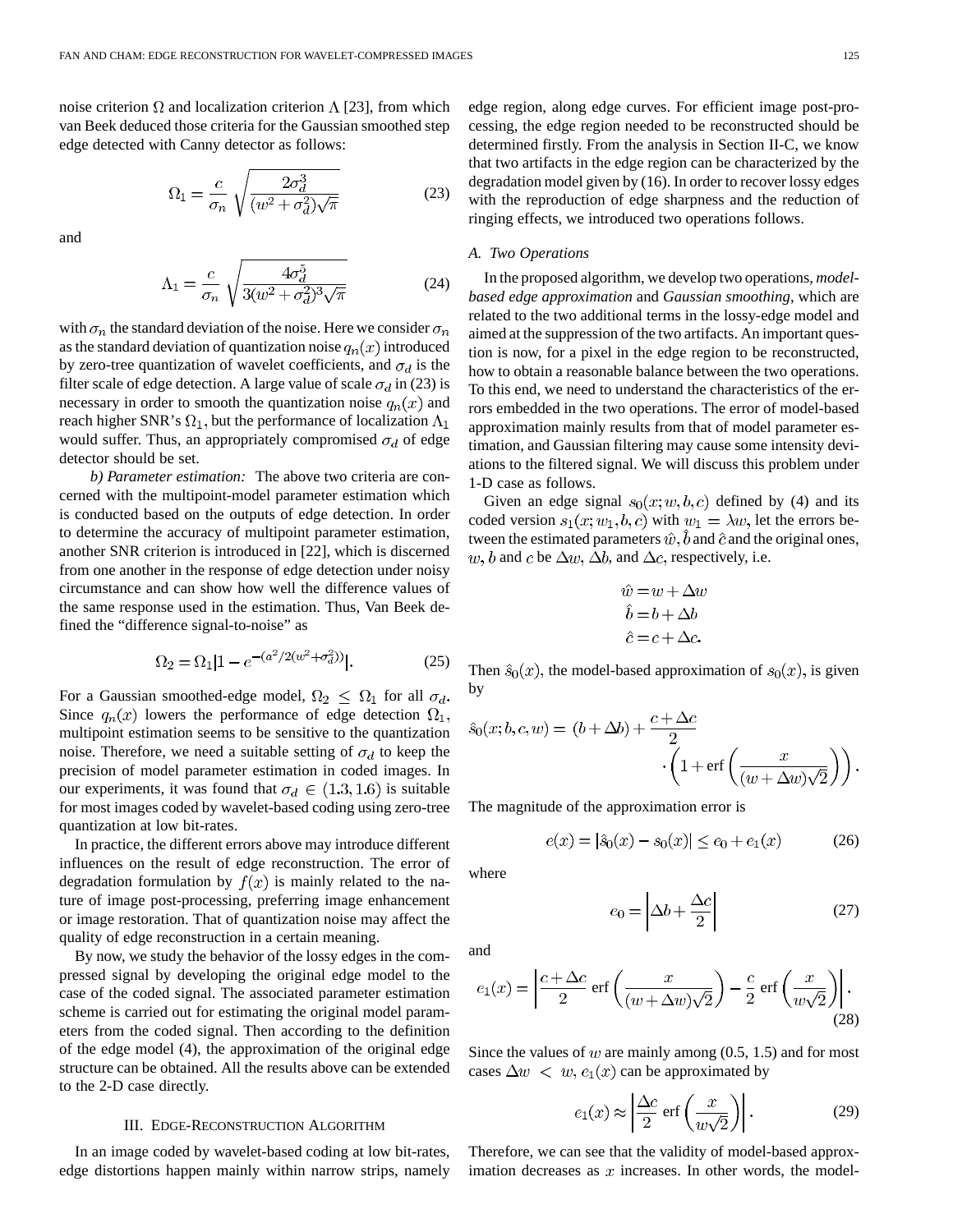noise criterion $\Omega$ and localization criterion $\Lambda$ [23], from which van Beek deduced those criteria for the Gaussian smoothed step edge detected with Canny detector as follows:

$$\Omega_1 = \frac{c}{\sigma_n}\sqrt{\frac{2\sigma_d^3}{(w^2+\sigma_d^2)\sqrt{\pi}}} \tag{23}$$

and

$$\Lambda_1 = \frac{c}{\sigma_n}\sqrt{\frac{4\sigma_d^5}{3(w^2+\sigma_d^2)^3\sqrt{\pi}}} \tag{24}$$

with $\sigma_n$ the standard deviation of the noise. Here we consider $\sigma_n$ as the standard deviation of quantization noise $q_n(x)$ introduced by zero-tree quantization of wavelet coefficients, and $\sigma_d$ is the filter scale of edge detection. A large value of scale $\sigma_d$ in (23) is necessary in order to smooth the quantization noise $q_n(x)$ and reach higher SNR's $\Omega_1$, but the performance of localization $\Lambda_1$ would suffer. Thus, an appropriately compromised $\sigma_d$ of edge detector should be set.

*b) Parameter estimation:* The above two criteria are concerned with the multipoint-model parameter estimation which is conducted based on the outputs of edge detection. In order to determine the accuracy of multipoint parameter estimation, another SNR criterion is introduced in [22], which is discerned from one another in the response of edge detection under noisy circumstance and can show how well the difference values of the same response used in the estimation. Thus, Van Beek defined the "difference signal-to-noise" as

$$\Omega_2 = \Omega_1 \left|1 - e^{-(a^2/2(w^2+\sigma_d^2))}\right|. \tag{25}$$

For a Gaussian smoothed-edge model, $\Omega_2 \leq \Omega_1$ for all $\sigma_d$. Since $q_n(x)$ lowers the performance of edge detection $\Omega_1$, multipoint estimation seems to be sensitive to the quantization noise. Therefore, we need a suitable setting of $\sigma_d$ to keep the precision of model parameter estimation in coded images. In our experiments, it was found that $\sigma_d \in (1.3, 1.6)$ is suitable for most images coded by wavelet-based coding using zero-tree quantization at low bit-rates.

In practice, the different errors above may introduce different influences on the result of edge reconstruction. The error of degradation formulation by $f(x)$ is mainly related to the nature of image post-processing, preferring image enhancement or image restoration. That of quantization noise may affect the quality of edge reconstruction in a certain meaning.

By now, we study the behavior of the lossy edges in the compressed signal by developing the original edge model to the case of the coded signal. The associated parameter estimation scheme is carried out for estimating the original model parameters from the coded signal. Then according to the definition of the edge model (4), the approximation of the original edge structure can be obtained. All the results above can be extended to the 2-D case directly.

## III. Edge-Reconstruction Algorithm

In an image coded by wavelet-based coding at low bit-rates, edge distortions happen mainly within narrow strips, namely edge region, along edge curves. For efficient image post-processing, the edge region needed to be reconstructed should be determined firstly. From the analysis in Section II-C, we know that two artifacts in the edge region can be characterized by the degradation model given by (16). In order to recover lossy edges with the reproduction of edge sharpness and the reduction of ringing effects, we introduced two operations follows.

### A. Two Operations

In the proposed algorithm, we develop two operations, *model-based edge approximation* and *Gaussian smoothing*, which are related to the two additional terms in the lossy-edge model and aimed at the suppression of the two artifacts. An important question is now, for a pixel in the edge region to be reconstructed, how to obtain a reasonable balance between the two operations. To this end, we need to understand the characteristics of the errors embedded in the two operations. The error of model-based approximation mainly results from that of model parameter estimation, and Gaussian filtering may cause some intensity deviations to the filtered signal. We will discuss this problem under 1-D case as follows.

Given an edge signal $s_0(x; w, b, c)$ defined by (4) and its coded version $s_1(x; w_1, b, c)$ with $w_1 = \lambda w$, let the errors between the estimated parameters $\hat{w}$, $\hat{b}$ and $\hat{c}$ and the original ones, $w$, $b$ and $c$ be $\Delta w$, $\Delta b$, and $\Delta c$, respectively, i.e.

$$\hat{w} = w + \Delta w$$
$$\hat{b} = b + \Delta b$$
$$\hat{c} = c + \Delta c.$$

Then $\hat{s}_0(x)$, the model-based approximation of $s_0(x)$, is given by

$$\hat{s}_0(x; b, c, w) = (b + \Delta b) + \frac{c + \Delta c}{2} \cdot \left(1 + \text{erf}\left(\frac{x}{(w + \Delta w)\sqrt{2}}\right)\right).$$

The magnitude of the approximation error is

$$e(x) = |\hat{s}_0(x) - s_0(x)| \leq e_0 + e_1(x) \tag{26}$$

where

$$e_0 = \left|\Delta b + \frac{\Delta c}{2}\right| \tag{27}$$

and

$$e_1(x) = \left|\frac{c + \Delta c}{2}\, \text{erf}\left(\frac{x}{(w + \Delta w)\sqrt{2}}\right) - \frac{c}{2}\, \text{erf}\left(\frac{x}{w\sqrt{2}}\right)\right|. \tag{28}$$

Since the values of $w$ are mainly among (0.5, 1.5) and for most cases $\Delta w < w$, $e_1(x)$ can be approximated by

$$e_1(x) \approx \left|\frac{\Delta c}{2}\, \text{erf}\left(\frac{x}{w\sqrt{2}}\right)\right|. \tag{29}$$

Therefore, we can see that the validity of model-based approximation decreases as $x$ increases. In other words, the model-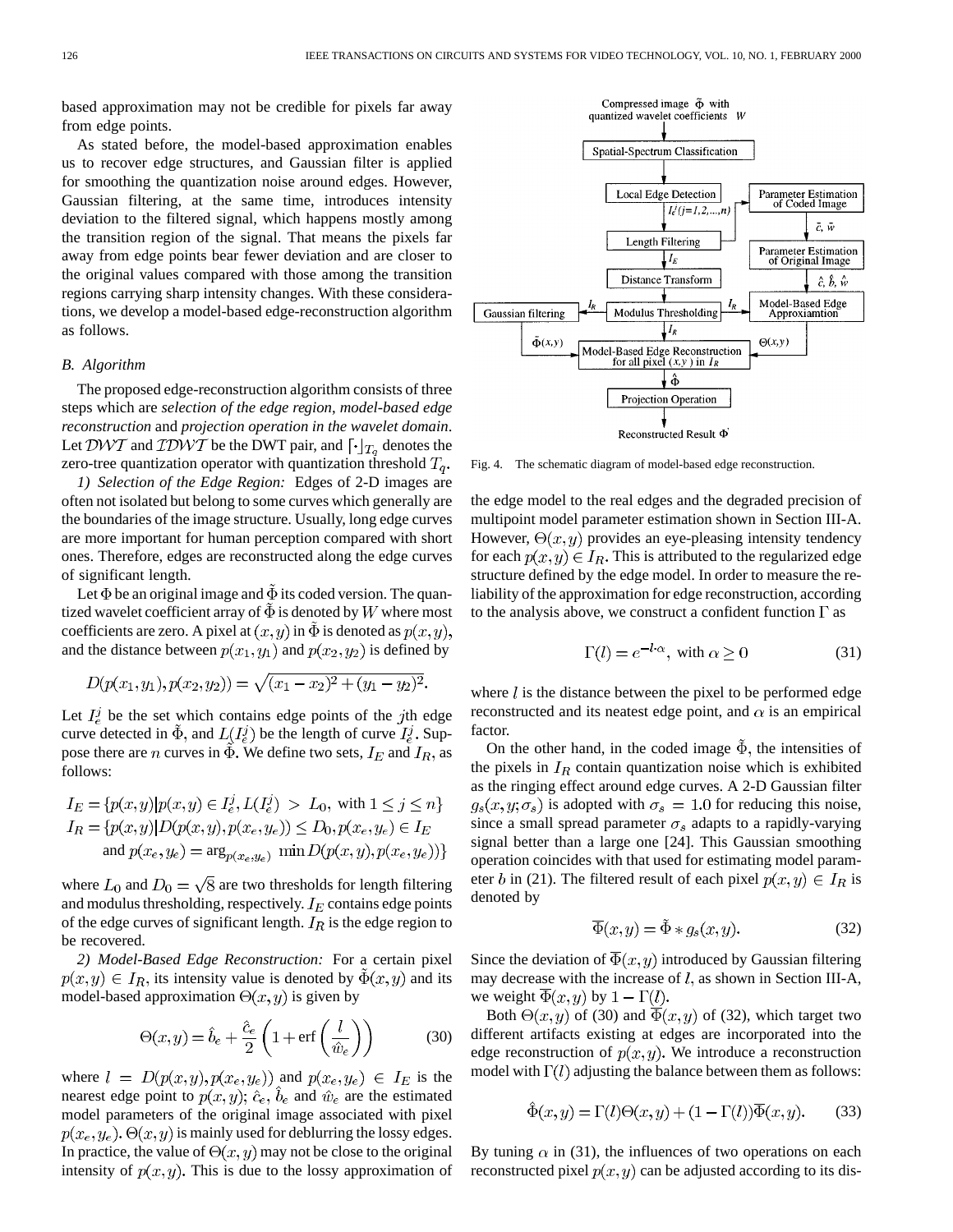based approximation may not be credible for pixels far away from edge points.

As stated before, the model-based approximation enables us to recover edge structures, and Gaussian filter is applied for smoothing the quantization noise around edges. However, Gaussian filtering, at the same time, introduces intensity deviation to the filtered signal, which happens mostly among the transition region of the signal. That means the pixels far away from edge points bear fewer deviation and are closer to the original values compared with those among the transition regions carrying sharp intensity changes. With these considerations, we develop a model-based edge-reconstruction algorithm as follows.

### B. Algorithm

The proposed edge-reconstruction algorithm consists of three steps which are *selection of the edge region, model-based edge reconstruction* and *projection operation in the wavelet domain*. Let $\mathcal{DWT}$ and $\mathcal{IDWT}$ be the DWT pair, and $\lceil \cdot \rfloor_{T_q}$ denotes the zero-tree quantization operator with quantization threshold $T_q$.

*1) Selection of the Edge Region:* Edges of 2-D images are often not isolated but belong to some curves which generally are the boundaries of the image structure. Usually, long edge curves are more important for human perception compared with short ones. Therefore, edges are reconstructed along the edge curves of significant length.

Let $\Phi$ be an original image and $\tilde{\Phi}$ its coded version. The quantized wavelet coefficient array of $\tilde{\Phi}$ is denoted by $W$ where most coefficients are zero. A pixel at $(x, y)$ in $\tilde{\Phi}$ is denoted as $p(x, y)$, and the distance between $p(x_1, y_1)$ and $p(x_2, y_2)$ is defined by

$$D(p(x_1, y_1), p(x_2, y_2)) = \sqrt{(x_1 - x_2)^2 + (y_1 - y_2)^2}.$$

Let $I_e^j$ be the set which contains edge points of the $j$th edge curve detected in $\tilde{\Phi}$, and $L(I_e^j)$ be the length of curve $I_e^j$. Suppose there are $n$ curves in $\tilde{\Phi}$. We define two sets, $I_E$ and $I_R$, as follows:

$$I_E = \{p(x,y) | p(x,y) \in I_e^j, L(I_e^j) > L_0, \text{ with } 1 \leq j \leq n\}$$
$$I_R = \{p(x,y) | D(p(x,y), p(x_e, y_e)) \leq D_0, p(x_e, y_e) \in I_E \text{ and } p(x_e, y_e) = \arg_{p(x_e, y_e)} \min D(p(x,y), p(x_e, y_e))\}$$

where $L_0$ and $D_0 = \sqrt{8}$ are two thresholds for length filtering and modulus thresholding, respectively. $I_E$ contains edge points of the edge curves of significant length. $I_R$ is the edge region to be recovered.

*2) Model-Based Edge Reconstruction:* For a certain pixel $p(x, y) \in I_R$, its intensity value is denoted by $\tilde{\Phi}(x, y)$ and its model-based approximation $\Theta(x, y)$ is given by

$$\Theta(x, y) = \hat{b}_e + \frac{\hat{c}_e}{2}\left(1 + \text{erf}\left(\frac{l}{\hat{w}_e}\right)\right) \tag{30}$$

where $l = D(p(x, y), p(x_e, y_e))$ and $p(x_e, y_e) \in I_E$ is the nearest edge point to $p(x, y)$; $\hat{c}_e$, $\hat{b}_e$ and $\hat{w}_e$ are the estimated model parameters of the original image associated with pixel $p(x_e, y_e)$. $\Theta(x, y)$ is mainly used for deblurring the lossy edges. In practice, the value of $\Theta(x, y)$ may not be close to the original intensity of $p(x, y)$. This is due to the lossy approximation of the edge model to the real edges and the degraded precision of multipoint model parameter estimation shown in Section III-A. However, $\Theta(x, y)$ provides an eye-pleasing intensity tendency for each $p(x, y) \in I_R$. This is attributed to the regularized edge structure defined by the edge model. In order to measure the reliability of the approximation for edge reconstruction, according to the analysis above, we construct a confident function $\Gamma$ as

$$\Gamma(l) = e^{-l \cdot \alpha}, \text{ with } \alpha \geq 0 \tag{31}$$

where $l$ is the distance between the pixel to be performed edge reconstructed and its neatest edge point, and $\alpha$ is an empirical factor.

On the other hand, in the coded image $\tilde{\Phi}$, the intensities of the pixels in $I_R$ contain quantization noise which is exhibited as the ringing effect around edge curves. A 2-D Gaussian filter $g_s(x, y; \sigma_s)$ is adopted with $\sigma_s = 1.0$ for reducing this noise, since a small spread parameter $\sigma_s$ adapts to a rapidly-varying signal better than a large one [24]. This Gaussian smoothing operation coincides with that used for estimating model parameter $b$ in (21). The filtered result of each pixel $p(x, y) \in I_R$ is denoted by

$$\overline{\Phi}(x, y) = \tilde{\Phi} * g_s(x, y). \tag{32}$$

Since the deviation of $\overline{\Phi}(x, y)$ introduced by Gaussian filtering may decrease with the increase of $l$, as shown in Section III-A, we weight $\overline{\Phi}(x, y)$ by $1 - \Gamma(l)$.

Both $\Theta(x, y)$ of (30) and $\overline{\Phi}(x, y)$ of (32), which target two different artifacts existing at edges are incorporated into the edge reconstruction of $p(x, y)$. We introduce a reconstruction model with $\Gamma(l)$ adjusting the balance between them as follows:

$$\hat{\Phi}(x, y) = \Gamma(l)\Theta(x, y) + (1 - \Gamma(l))\overline{\Phi}(x, y). \tag{33}$$

By tuning $\alpha$ in (31), the influences of two operations on each reconstructed pixel $p(x, y)$ can be adjusted according to its dis-

Fig. 4. The schematic diagram of model-based edge reconstruction.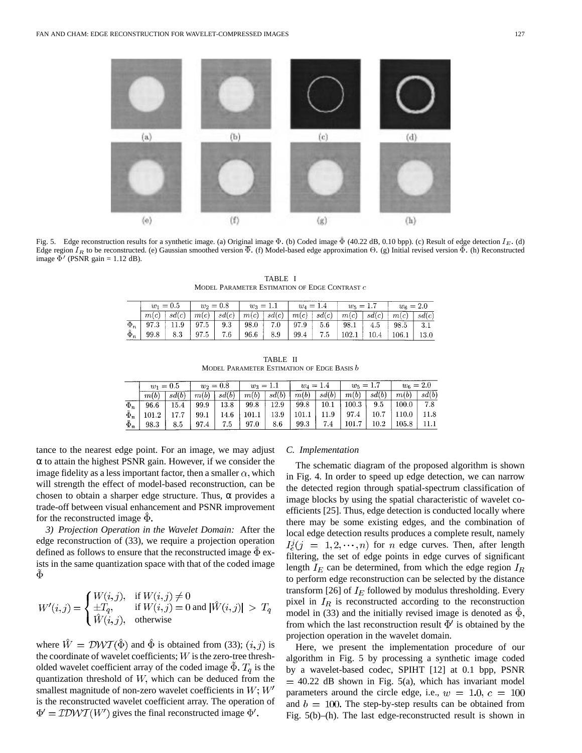Fig. 5. Edge reconstruction results for a synthetic image. (a) Original image $\Phi$. (b) Coded image $\tilde{\Phi}$ (40.22 dB, 0.10 bpp). (c) Result of edge detection $I_E$. (d) Edge region $I_R$ to be reconstructed. (e) Gaussian smoothed version $\bar{\Phi}$. (f) Model-based edge approximation $\Theta$. (g) Initial revised version $\hat{\Phi}$. (h) Reconstructed image $\Phi'$ (PSNR gain = 1.12 dB).

TABLE I
MODEL PARAMETER ESTIMATION OF EDGE CONTRAST $c$

| | $w_1 = 0.5$ | | $w_2 = 0.8$ | | $w_3 = 1.1$ | | $w_4 = 1.4$ | | $w_5 = 1.7$ | | $w_6 = 2.0$ | |
|---|---|---|---|---|---|---|---|---|---|---|---|---|
| | $m(c)$ | $sd(c)$ | $m(c)$ | $sd(c)$ | $m(c)$ | $sd(c)$ | $m(c)$ | $sd(c)$ | $m(c)$ | $sd(c)$ | $m(c)$ | $sd(c)$ |
| $\Phi_n$ | 97.3 | 11.9 | 97.5 | 9.3 | 98.0 | 7.0 | 97.9 | 5.6 | 98.1 | 4.5 | 98.5 | 3.1 |
| $\hat{\Phi}_n$ | 99.8 | 8.3 | 97.5 | 7.6 | 96.6 | 8.9 | 99.4 | 7.5 | 102.1 | 10.4 | 106.1 | 13.0 |

TABLE II
MODEL PARAMETER ESTIMATION OF EDGE BASIS $b$

| | $w_1 = 0.5$ | | $w_2 = 0.8$ | | $w_3 = 1.1$ | | $w_4 = 1.4$ | | $w_5 = 1.7$ | | $w_6 = 2.0$ | |
|---|---|---|---|---|---|---|---|---|---|---|---|---|
| | $m(b)$ | $sd(b)$ | $m(b)$ | $sd(b)$ | $m(b)$ | $sd(b)$ | $m(b)$ | $sd(b)$ | $m(b)$ | $sd(b)$ | $m(b)$ | $sd(b)$ |
| $\Phi_n$ | 96.6 | 15.4 | 99.9 | 13.8 | 99.8 | 12.9 | 99.8 | 10.1 | 100.3 | 9.5 | 100.0 | 7.8 |
| $\tilde{\Phi}_n$ | 101.2 | 17.7 | 99.1 | 14.6 | 101.1 | 13.9 | 101.1 | 11.9 | 97.4 | 10.7 | 110.0 | 11.8 |
| $\bar{\Phi}_n$ | 98.3 | 8.5 | 97.4 | 7.5 | 97.0 | 8.6 | 99.3 | 7.4 | 101.7 | 10.2 | 105.8 | 11.1 |

tance to the nearest edge point. For an image, we may adjust $\alpha$ to attain the highest PSNR gain. However, if we consider the image fidelity as a less important factor, then a smaller $\alpha$, which will strength the effect of model-based reconstruction, can be chosen to obtain a sharper edge structure. Thus, $\alpha$ provides a trade-off between visual enhancement and PSNR improvement for the reconstructed image $\hat{\Phi}$.

*3) Projection Operation in the Wavelet Domain:* After the edge reconstruction of (33), we require a projection operation defined as follows to ensure that the reconstructed image $\hat{\Phi}$ exists in the same quantization space with that of the coded image $\tilde{\Phi}$

$$W'(i,j) = \begin{cases} W(i,j), & \text{if } W(i,j) \neq 0 \\ \pm T_q, & \text{if } W(i,j) = 0 \text{ and } |\hat{W}(i,j)| > T_q \\ \hat{W}(i,j), & \text{otherwise} \end{cases}$$

where $\hat{W} = \mathcal{DWT}(\hat{\Phi})$ and $\hat{\Phi}$ is obtained from (33); $(i,j)$ is the coordinate of wavelet coefficients; $W$ is the zero-tree thresholded wavelet coefficient array of the coded image $\tilde{\Phi}$. $T_q$ is the quantization threshold of $W$, which can be deduced from the smallest magnitude of non-zero wavelet coefficients in $W$; $W'$ is the reconstructed wavelet coefficient array. The operation of $\Phi' = \mathcal{IDWT}(W')$ gives the final reconstructed image $\Phi'$.

### C. Implementation

The schematic diagram of the proposed algorithm is shown in Fig. 4. In order to speed up edge detection, we can narrow the detected region through spatial-spectrum classification of image blocks by using the spatial characteristic of wavelet coefficients [25]. Thus, edge detection is conducted locally where there may be some existing edges, and the combination of local edge detection results produces a complete result, namely $I_e^j (j = 1, 2, \cdots, n)$ for $n$ edge curves. Then, after length filtering, the set of edge points in edge curves of significant length $I_E$ can be determined, from which the edge region $I_R$ to perform edge reconstruction can be selected by the distance transform [26] of $I_E$ followed by modulus thresholding. Every pixel in $I_R$ is reconstructed according to the reconstruction model in (33) and the initially revised image is denoted as $\hat{\Phi}$, from which the last reconstruction result $\Phi'$ is obtained by the projection operation in the wavelet domain.

Here, we present the implementation procedure of our algorithm in Fig. 5 by processing a synthetic image coded by a wavelet-based codec, SPIHT [12] at 0.1 bpp, PSNR $= 40.22$ dB shown in Fig. 5(a), which has invariant model parameters around the circle edge, i.e., $w = 1.0$, $c = 100$ and $b = 100$. The step-by-step results can be obtained from Fig. 5(b)–(h). The last edge-reconstructed result is shown in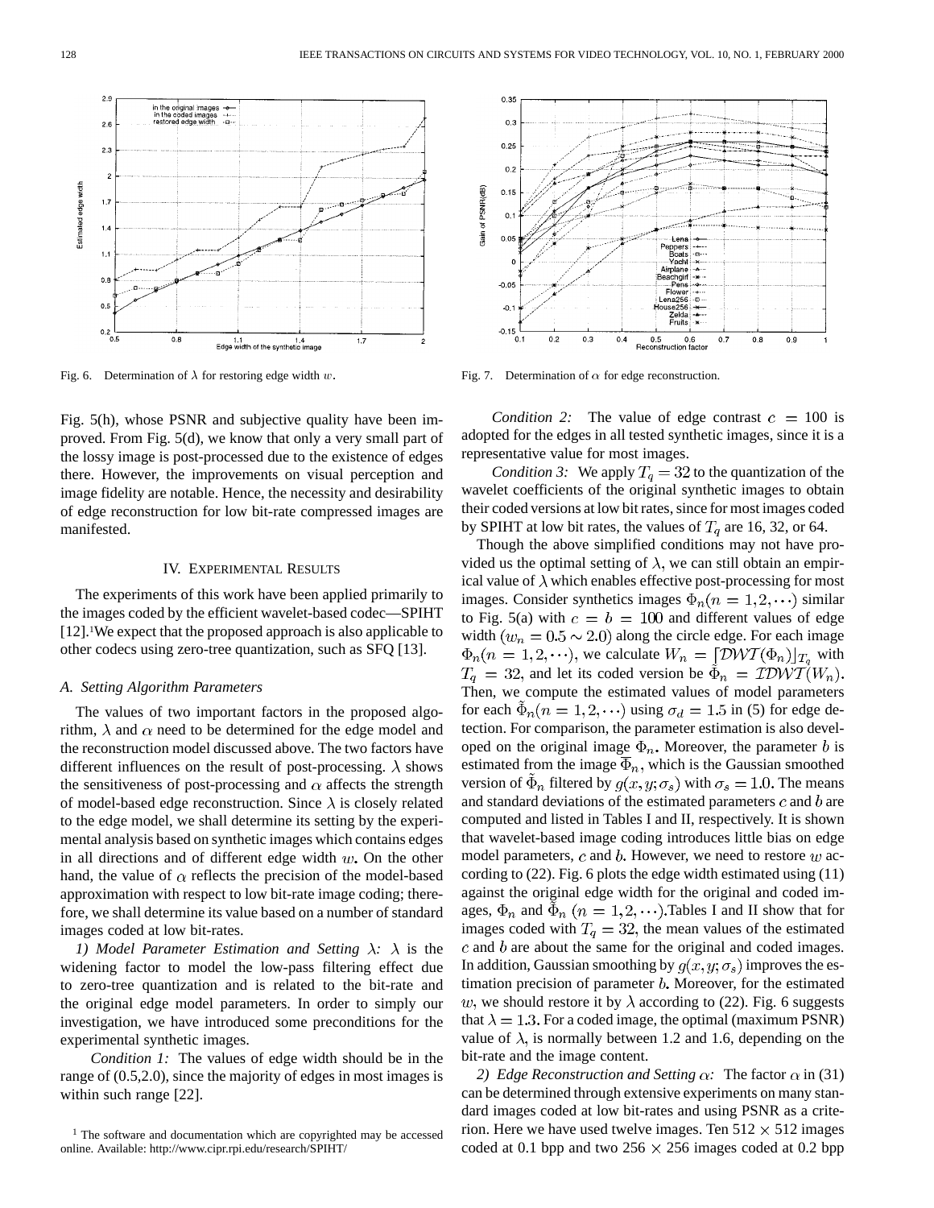Fig. 6. Determination of $\lambda$ for restoring edge width $w$.

Fig. 7. Determination of $\alpha$ for edge reconstruction.

Fig. 5(h), whose PSNR and subjective quality have been improved. From Fig. 5(d), we know that only a very small part of the lossy image is post-processed due to the existence of edges there. However, the improvements on visual perception and image fidelity are notable. Hence, the necessity and desirability of edge reconstruction for low bit-rate compressed images are manifested.

## IV. Experimental Results

The experiments of this work have been applied primarily to the images coded by the efficient wavelet-based codec—SPIHT [12].[1] We expect that the proposed approach is also applicable to other codecs using zero-tree quantization, such as SFQ [13].

### A. Setting Algorithm Parameters

The values of two important factors in the proposed algorithm, $\lambda$ and $\alpha$ need to be determined for the edge model and the reconstruction model discussed above. The two factors have different influences on the result of post-processing. $\lambda$ shows the sensitiveness of post-processing and $\alpha$ affects the strength of model-based edge reconstruction. Since $\lambda$ is closely related to the edge model, we shall determine its setting by the experimental analysis based on synthetic images which contains edges in all directions and of different edge width $w$. On the other hand, the value of $\alpha$ reflects the precision of the model-based approximation with respect to low bit-rate image coding; therefore, we shall determine its value based on a number of standard images coded at low bit-rates.

*1) Model Parameter Estimation and Setting $\lambda$:* $\lambda$ is the widening factor to model the low-pass filtering effect due to zero-tree quantization and is related to the bit-rate and the original edge model parameters. In order to simply our investigation, we have introduced some preconditions for the experimental synthetic images.

*Condition 1:* The values of edge width should be in the range of (0.5,2.0), since the majority of edges in most images is within such range [22].

*Condition 2:* The value of edge contrast $c = 100$ is adopted for the edges in all tested synthetic images, since it is a representative value for most images.

*Condition 3:* We apply $T_q = 32$ to the quantization of the wavelet coefficients of the original synthetic images to obtain their coded versions at low bit rates, since for most images coded by SPIHT at low bit rates, the values of $T_q$ are 16, 32, or 64.

Though the above simplified conditions may not have provided us the optimal setting of $\lambda$, we can still obtain an empirical value of $\lambda$ which enables effective post-processing for most images. Consider synthetics images $\Phi_n (n = 1, 2, \cdots)$ similar to Fig. 5(a) with $c = b = 100$ and different values of edge width $(w_n = 0.5 \sim 2.0)$ along the circle edge. For each image $\Phi_n (n = 1, 2, \cdots)$, we calculate $W_n = \lceil \mathcal{DWT}(\Phi_n) \rfloor_{T_q}$ with $T_q = 32$, and let its coded version be $\tilde{\Phi}_n = \mathcal{IDWT}(W_n)$. Then, we compute the estimated values of model parameters for each $\tilde{\Phi}_n (n = 1, 2, \cdots)$ using $\sigma_d = 1.5$ in (5) for edge detection. For comparison, the parameter estimation is also developed on the original image $\Phi_n$. Moreover, the parameter $b$ is estimated from the image $\overline{\Phi}_n$, which is the Gaussian smoothed version of $\tilde{\Phi}_n$ filtered by $g(x, y; \sigma_s)$ with $\sigma_s = 1.0$. The means and standard deviations of the estimated parameters $c$ and $b$ are computed and listed in Tables I and II, respectively. It is shown that wavelet-based image coding introduces little bias on edge model parameters, $c$ and $b$. However, we need to restore $w$ according to (22). Fig. 6 plots the edge width estimated using (11) against the original edge width for the original and coded images, $\Phi_n$ and $\tilde{\Phi}_n$ $(n = 1, 2, \cdots)$. Tables I and II show that for images coded with $T_q = 32$, the mean values of the estimated $c$ and $b$ are about the same for the original and coded images. In addition, Gaussian smoothing by $g(x, y; \sigma_s)$ improves the estimation precision of parameter $b$. Moreover, for the estimated $w$, we should restore it by $\lambda$ according to (22). Fig. 6 suggests that $\lambda = 1.3$. For a coded image, the optimal (maximum PSNR) value of $\lambda$, is normally between 1.2 and 1.6, depending on the bit-rate and the image content.

*2) Edge Reconstruction and Setting $\alpha$:* The factor $\alpha$ in (31) can be determined through extensive experiments on many standard images coded at low bit-rates and using PSNR as a criterion. Here we have used twelve images. Ten $512 \times 512$ images coded at 0.1 bpp and two $256 \times 256$ images coded at 0.2 bpp

[1] The software and documentation which are copyrighted may be accessed online. Available: http://www.cipr.rpi.edu/research/SPIHT/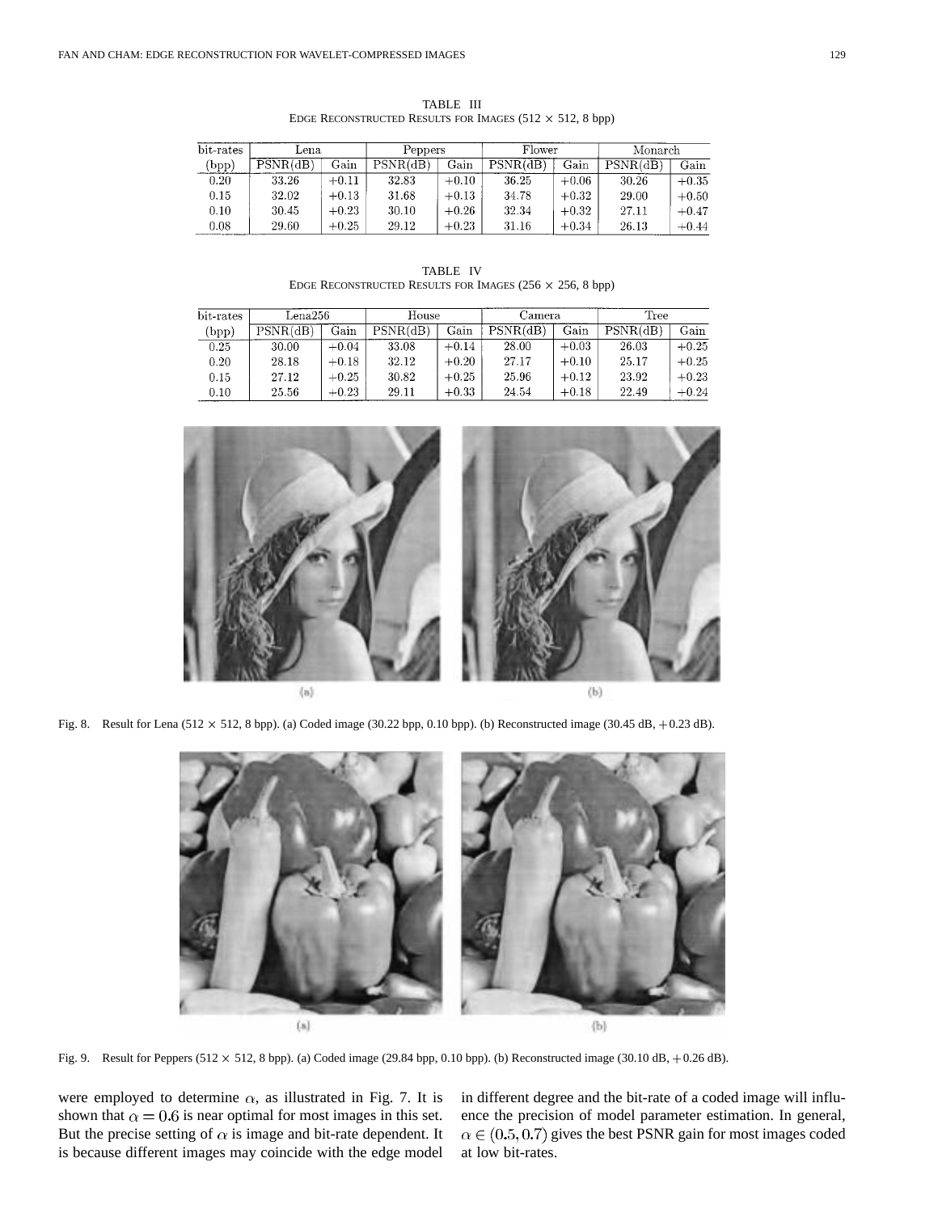TABLE III
EDGE RECONSTRUCTED RESULTS FOR IMAGES (512 × 512, 8 bpp)

| bit-rates | Lena | | Peppers | | Flower | | Monarch | |
|---|---|---|---|---|---|---|---|---|
| (bpp) | PSNR(dB) | Gain | PSNR(dB) | Gain | PSNR(dB) | Gain | PSNR(dB) | Gain |
| 0.20 | 33.26 | +0.11 | 32.83 | +0.10 | 36.25 | +0.06 | 30.26 | +0.35 |
| 0.15 | 32.02 | +0.13 | 31.68 | +0.13 | 34.78 | +0.32 | 29.00 | +0.50 |
| 0.10 | 30.45 | +0.23 | 30.10 | +0.26 | 32.34 | +0.32 | 27.11 | +0.47 |
| 0.08 | 29.60 | +0.25 | 29.12 | +0.23 | 31.16 | +0.34 | 26.13 | +0.44 |

TABLE IV
EDGE RECONSTRUCTED RESULTS FOR IMAGES (256 × 256, 8 bpp)

| bit-rates | Lena256 | | House | | Camera | | Tree | |
|---|---|---|---|---|---|---|---|---|
| (bpp) | PSNR(dB) | Gain | PSNR(dB) | Gain | PSNR(dB) | Gain | PSNR(dB) | Gain |
| 0.25 | 30.00 | +0.04 | 33.08 | +0.14 | 28.00 | +0.03 | 26.03 | +0.25 |
| 0.20 | 28.18 | +0.18 | 32.12 | +0.20 | 27.17 | +0.10 | 25.17 | +0.25 |
| 0.15 | 27.12 | +0.25 | 30.82 | +0.25 | 25.96 | +0.12 | 23.92 | +0.23 |
| 0.10 | 25.56 | +0.23 | 29.11 | +0.33 | 24.54 | +0.18 | 22.49 | +0.24 |

Fig. 8. Result for Lena (512 × 512, 8 bpp). (a) Coded image (30.22 bpp, 0.10 bpp). (b) Reconstructed image (30.45 dB, +0.23 dB).

Fig. 9. Result for Peppers (512 × 512, 8 bpp). (a) Coded image (29.84 bpp, 0.10 bpp). (b) Reconstructed image (30.10 dB, +0.26 dB).

were employed to determine $\alpha$, as illustrated in Fig. 7. It is shown that $\alpha = 0.6$ is near optimal for most images in this set. But the precise setting of $\alpha$ is image and bit-rate dependent. It is because different images may coincide with the edge model in different degree and the bit-rate of a coded image will influence the precision of model parameter estimation. In general, $\alpha \in (0.5, 0.7)$ gives the best PSNR gain for most images coded at low bit-rates.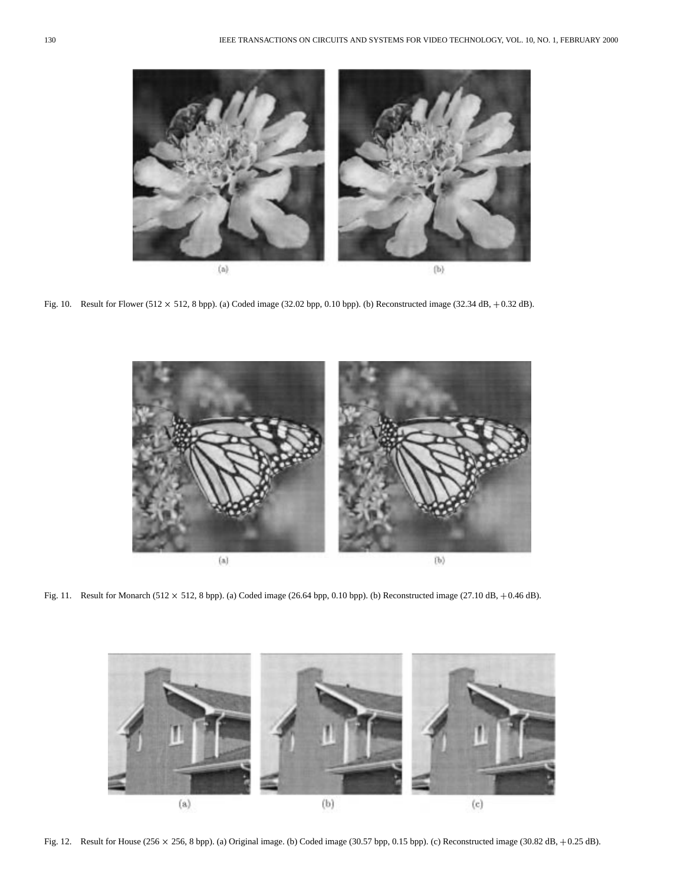(a)

(b)

Fig. 10. Result for Flower (512 $\times$ 512, 8 bpp). (a) Coded image (32.02 bpp, 0.10 bpp). (b) Reconstructed image (32.34 dB, $+0.32$ dB).

(a)

(b)

Fig. 11. Result for Monarch (512 $\times$ 512, 8 bpp). (a) Coded image (26.64 bpp, 0.10 bpp). (b) Reconstructed image (27.10 dB, $+0.46$ dB).

(a)

(b)

(c)

Fig. 12. Result for House (256 $\times$ 256, 8 bpp). (a) Original image. (b) Coded image (30.57 bpp, 0.15 bpp). (c) Reconstructed image (30.82 dB, $+0.25$ dB).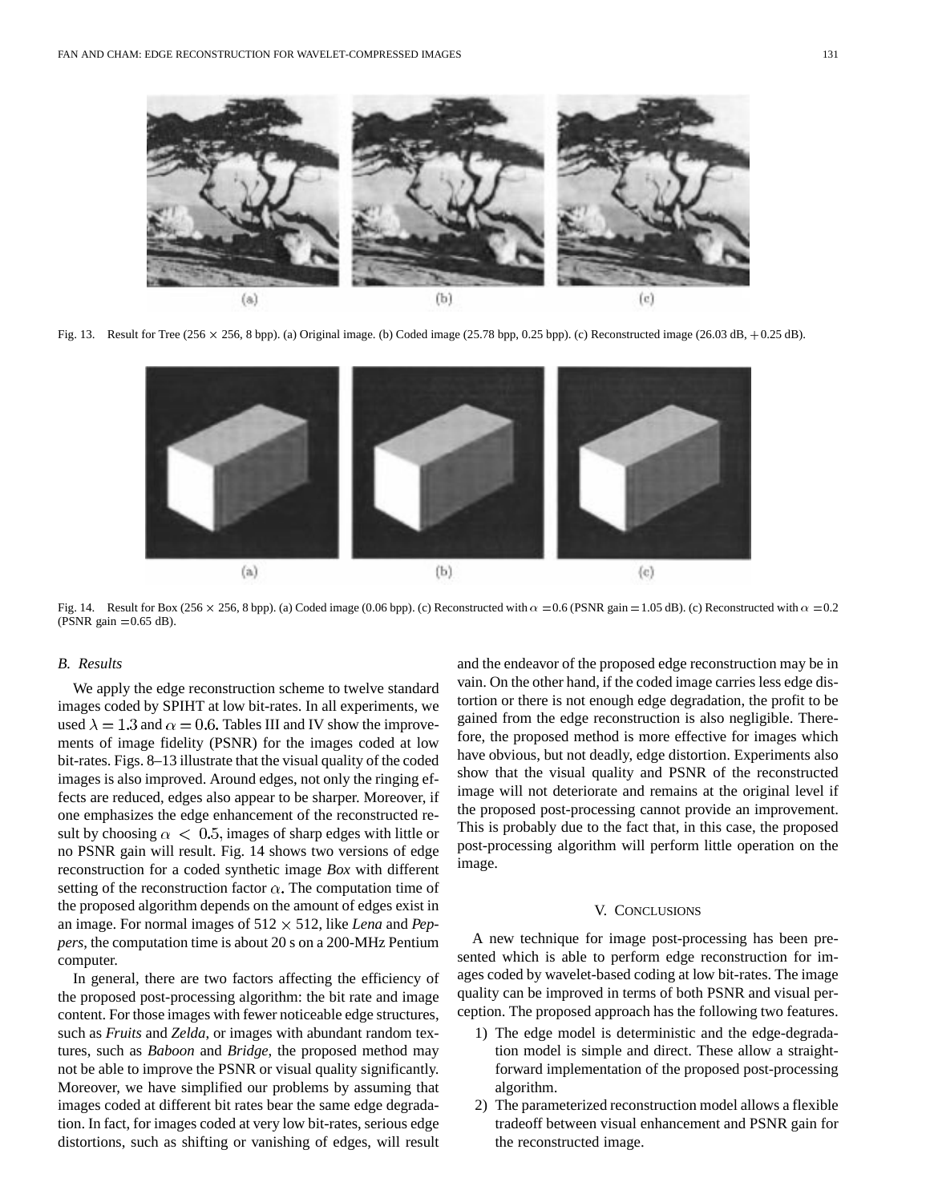(a) (b) (c)

Fig. 13. Result for Tree (256 × 256, 8 bpp). (a) Original image. (b) Coded image (25.78 bpp, 0.25 bpp). (c) Reconstructed image (26.03 dB, +0.25 dB).

(a) (b) (c)

Fig. 14. Result for Box (256 × 256, 8 bpp). (a) Coded image (0.06 bpp). (c) Reconstructed with $\alpha = 0.6$ (PSNR gain = 1.05 dB). (c) Reconstructed with $\alpha = 0.2$ (PSNR gain = 0.65 dB).

### B. Results

We apply the edge reconstruction scheme to twelve standard images coded by SPIHT at low bit-rates. In all experiments, we used $\lambda = 1.3$ and $\alpha = 0.6$. Tables III and IV show the improvements of image fidelity (PSNR) for the images coded at low bit-rates. Figs. 8–13 illustrate that the visual quality of the coded images is also improved. Around edges, not only the ringing effects are reduced, edges also appear to be sharper. Moreover, if one emphasizes the edge enhancement of the reconstructed result by choosing $\alpha < 0.5$, images of sharp edges with little or no PSNR gain will result. Fig. 14 shows two versions of edge reconstruction for a coded synthetic image *Box* with different setting of the reconstruction factor $\alpha$. The computation time of the proposed algorithm depends on the amount of edges exist in an image. For normal images of 512 × 512, like *Lena* and *Peppers*, the computation time is about 20 s on a 200-MHz Pentium computer.

In general, there are two factors affecting the efficiency of the proposed post-processing algorithm: the bit rate and image content. For those images with fewer noticeable edge structures, such as *Fruits* and *Zelda*, or images with abundant random textures, such as *Baboon* and *Bridge*, the proposed method may not be able to improve the PSNR or visual quality significantly. Moreover, we have simplified our problems by assuming that images coded at different bit rates bear the same edge degradation. In fact, for images coded at very low bit-rates, serious edge distortions, such as shifting or vanishing of edges, will result and the endeavor of the proposed edge reconstruction may be in vain. On the other hand, if the coded image carries less edge distortion or there is not enough edge degradation, the profit to be gained from the edge reconstruction is also negligible. Therefore, the proposed method is more effective for images which have obvious, but not deadly, edge distortion. Experiments also show that the visual quality and PSNR of the reconstructed image will not deteriorate and remains at the original level if the proposed post-processing cannot provide an improvement. This is probably due to the fact that, in this case, the proposed post-processing algorithm will perform little operation on the image.

## V. Conclusions

A new technique for image post-processing has been presented which is able to perform edge reconstruction for images coded by wavelet-based coding at low bit-rates. The image quality can be improved in terms of both PSNR and visual perception. The proposed approach has the following two features.

1) The edge model is deterministic and the edge-degradation model is simple and direct. These allow a straightforward implementation of the proposed post-processing algorithm.
2) The parameterized reconstruction model allows a flexible tradeoff between visual enhancement and PSNR gain for the reconstructed image.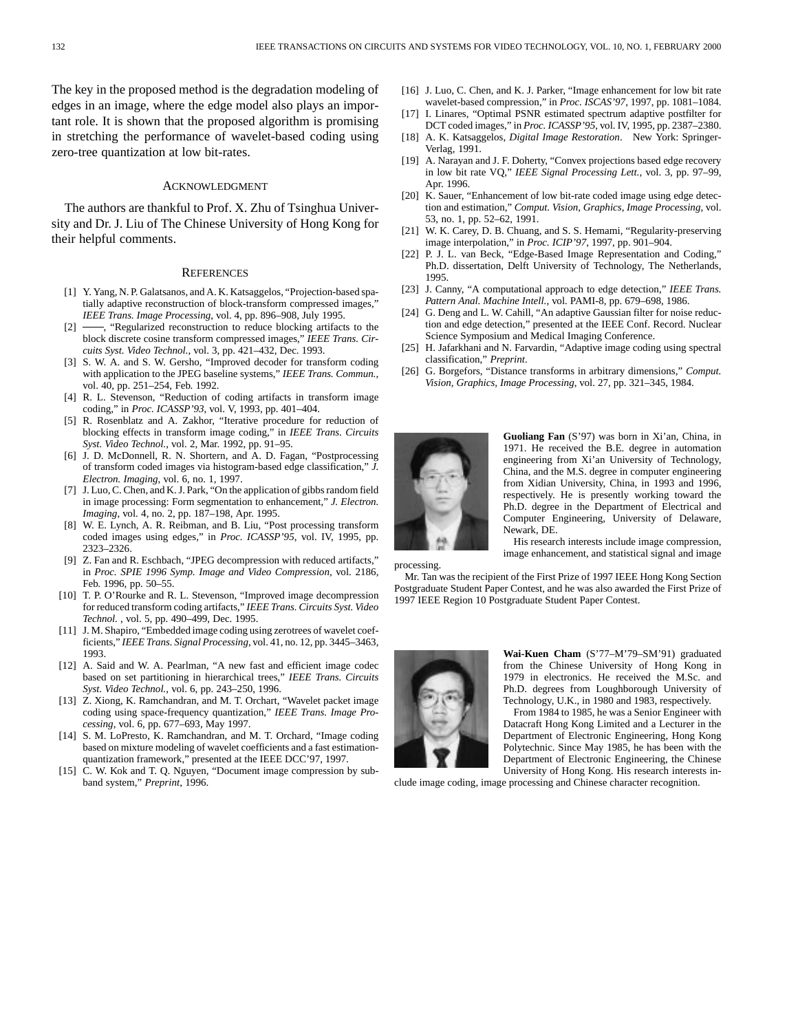The key in the proposed method is the degradation modeling of edges in an image, where the edge model also plays an important role. It is shown that the proposed algorithm is promising in stretching the performance of wavelet-based coding using zero-tree quantization at low bit-rates.

## Acknowledgment

The authors are thankful to Prof. X. Zhu of Tsinghua University and Dr. J. Liu of The Chinese University of Hong Kong for their helpful comments.

## References

[1] Y. Yang, N. P. Galatsanos, and A. K. Katsaggelos, "Projection-based spatially adaptive reconstruction of block-transform compressed images," *IEEE Trans. Image Processing*, vol. 4, pp. 896–908, July 1995.

[2] ——, "Regularized reconstruction to reduce blocking artifacts to the block discrete cosine transform compressed images," *IEEE Trans. Circuits Syst. Video Technol.*, vol. 3, pp. 421–432, Dec. 1993.

[3] S. W. A. and S. W. Gersho, "Improved decoder for transform coding with application to the JPEG baseline systems," *IEEE Trans. Commun.*, vol. 40, pp. 251–254, Feb. 1992.

[4] R. L. Stevenson, "Reduction of coding artifacts in transform image coding," in *Proc. ICASSP'93*, vol. V, 1993, pp. 401–404.

[5] R. Rosenblatz and A. Zakhor, "Iterative procedure for reduction of blocking effects in transform image coding," in *IEEE Trans. Circuits Syst. Video Technol.*, vol. 2, Mar. 1992, pp. 91–95.

[6] J. D. McDonnell, R. N. Shortern, and A. D. Fagan, "Postprocessing of transform coded images via histogram-based edge classification," *J. Electron. Imaging*, vol. 6, no. 1, 1997.

[7] J. Luo, C. Chen, and K. J. Park, "On the application of gibbs random field in image processing: Form segmentation to enhancement," *J. Electron. Imaging*, vol. 4, no. 2, pp. 187–198, Apr. 1995.

[8] W. E. Lynch, A. R. Reibman, and B. Liu, "Post processing transform coded images using edges," in *Proc. ICASSP'95*, vol. IV, 1995, pp. 2323–2326.

[9] Z. Fan and R. Eschbach, "JPEG decompression with reduced artifacts," in *Proc. SPIE 1996 Symp. Image and Video Compression*, vol. 2186, Feb. 1996, pp. 50–55.

[10] T. P. O'Rourke and R. L. Stevenson, "Improved image decompression for reduced transform coding artifacts," *IEEE Trans. Circuits Syst. Video Technol.* , vol. 5, pp. 490–499, Dec. 1995.

[11] J. M. Shapiro, "Embedded image coding using zerotrees of wavelet coefficients," *IEEE Trans. Signal Processing*, vol. 41, no. 12, pp. 3445–3463, 1993.

[12] A. Said and W. A. Pearlman, "A new fast and efficient image codec based on set partitioning in hierarchical trees," *IEEE Trans. Circuits Syst. Video Technol.*, vol. 6, pp. 243–250, 1996.

[13] Z. Xiong, K. Ramchandran, and M. T. Orchart, "Wavelet packet image coding using space-frequency quantization," *IEEE Trans. Image Processing*, vol. 6, pp. 677–693, May 1997.

[14] S. M. LoPresto, K. Ramchandran, and M. T. Orchard, "Image coding based on mixture modeling of wavelet coefficients and a fast estimation-quantization framework," presented at the IEEE DCC'97, 1997.

[15] C. W. Kok and T. Q. Nguyen, "Document image compression by subband system," *Preprint*, 1996.

[16] J. Luo, C. Chen, and K. J. Parker, "Image enhancement for low bit rate wavelet-based compression," in *Proc. ISCAS'97*, 1997, pp. 1081–1084.

[17] I. Linares, "Optimal PSNR estimated spectrum adaptive postfilter for DCT coded images," in *Proc. ICASSP'95*, vol. IV, 1995, pp. 2387–2380.

[18] A. K. Katsaggelos, *Digital Image Restoration*. New York: Springer-Verlag, 1991.

[19] A. Narayan and J. F. Doherty, "Convex projections based edge recovery in low bit rate VQ," *IEEE Signal Processing Lett.*, vol. 3, pp. 97–99, Apr. 1996.

[20] K. Sauer, "Enhancement of low bit-rate coded image using edge detection and estimation," *Comput. Vision, Graphics, Image Processing*, vol. 53, no. 1, pp. 52–62, 1991.

[21] W. K. Carey, D. B. Chuang, and S. S. Hemami, "Regularity-preserving image interpolation," in *Proc. ICIP'97*, 1997, pp. 901–904.

[22] P. J. L. van Beck, "Edge-Based Image Representation and Coding," Ph.D. dissertation, Delft University of Technology, The Netherlands, 1995.

[23] J. Canny, "A computational approach to edge detection," *IEEE Trans. Pattern Anal. Machine Intell.*, vol. PAMI-8, pp. 679–698, 1986.

[24] G. Deng and L. W. Cahill, "An adaptive Gaussian filter for noise reduction and edge detection," presented at the IEEE Conf. Record. Nuclear Science Symposium and Medical Imaging Conference.

[25] H. Jafarkhani and N. Farvardin, "Adaptive image coding using spectral classification," *Preprint*.

[26] G. Borgefors, "Distance transforms in arbitrary dimensions," *Comput. Vision, Graphics, Image Processing*, vol. 27, pp. 321–345, 1984.

**Guoliang Fan** (S'97) was born in Xi'an, China, in 1971. He received the B.E. degree in automation engineering from Xi'an University of Technology, China, and the M.S. degree in computer engineering from Xidian University, China, in 1993 and 1996, respectively. He is presently working toward the Ph.D. degree in the Department of Electrical and Computer Engineering, University of Delaware, Newark, DE.

His research interests include image compression, image enhancement, and statistical signal and image processing.

Mr. Tan was the recipient of the First Prize of 1997 IEEE Hong Kong Section Postgraduate Student Paper Contest, and he was also awarded the First Prize of 1997 IEEE Region 10 Postgraduate Student Paper Contest.

**Wai-Kuen Cham** (S'77–M'79–SM'91) graduated from the Chinese University of Hong Kong in 1979 in electronics. He received the M.Sc. and Ph.D. degrees from Loughborough University of Technology, U.K., in 1980 and 1983, respectively.

From 1984 to 1985, he was a Senior Engineer with Datacraft Hong Kong Limited and a Lecturer in the Department of Electronic Engineering, Hong Kong Polytechnic. Since May 1985, he has been with the Department of Electronic Engineering, the Chinese University of Hong Kong. His research interests include image coding, image processing and Chinese character recognition.